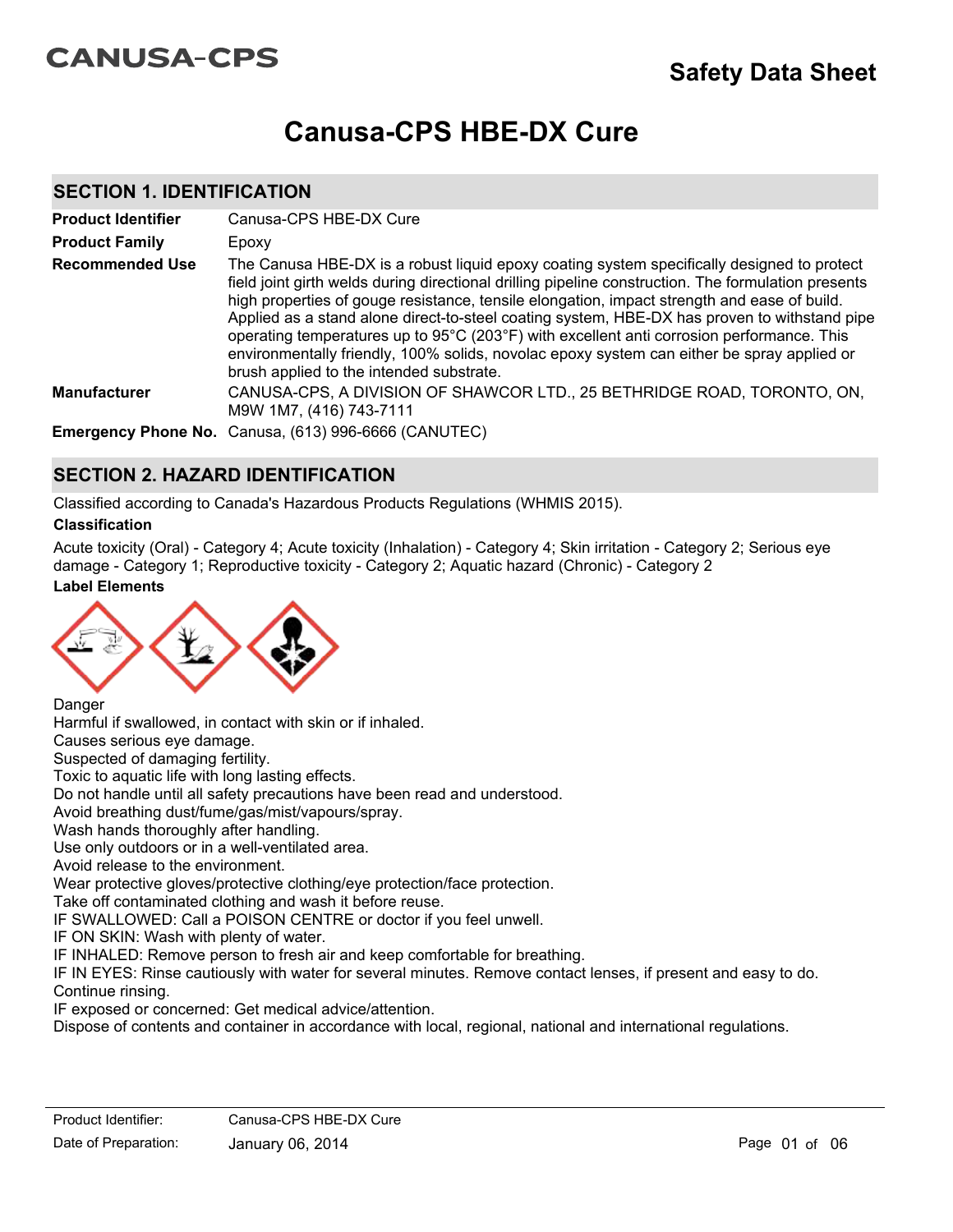CANUSA-CPS

# Safety Data Sheet

# Canusa-CPS HBE-DX Cure

## SECTION 1. IDENTIFICATION

| | |
|---|---|
| **Product Identifier** | Canusa-CPS HBE-DX Cure |
| **Product Family** | Epoxy |
| **Recommended Use** | The Canusa HBE-DX is a robust liquid epoxy coating system specifically designed to protect field joint girth welds during directional drilling pipeline construction. The formulation presents high properties of gouge resistance, tensile elongation, impact strength and ease of build. Applied as a stand alone direct-to-steel coating system, HBE-DX has proven to withstand pipe operating temperatures up to 95°C (203°F) with excellent anti corrosion performance. This environmentally friendly, 100% solids, novolac epoxy system can either be spray applied or brush applied to the intended substrate. |
| **Manufacturer** | CANUSA-CPS, A DIVISION OF SHAWCOR LTD., 25 BETHRIDGE ROAD, TORONTO, ON, M9W 1M7, (416) 743-7111 |
| **Emergency Phone No.** | Canusa, (613) 996-6666 (CANUTEC) |

## SECTION 2. HAZARD IDENTIFICATION

Classified according to Canada's Hazardous Products Regulations (WHMIS 2015).

### Classification

Acute toxicity (Oral) - Category 4; Acute toxicity (Inhalation) - Category 4; Skin irritation - Category 2; Serious eye damage - Category 1; Reproductive toxicity - Category 2; Aquatic hazard (Chronic) - Category 2

### Label Elements

Danger

Harmful if swallowed, in contact with skin or if inhaled.

Causes serious eye damage.

Suspected of damaging fertility.

Toxic to aquatic life with long lasting effects.

Do not handle until all safety precautions have been read and understood.

Avoid breathing dust/fume/gas/mist/vapours/spray.

Wash hands thoroughly after handling.

Use only outdoors or in a well-ventilated area.

Avoid release to the environment.

Wear protective gloves/protective clothing/eye protection/face protection.

Take off contaminated clothing and wash it before reuse.

IF SWALLOWED: Call a POISON CENTRE or doctor if you feel unwell.

IF ON SKIN: Wash with plenty of water.

IF INHALED: Remove person to fresh air and keep comfortable for breathing.

IF IN EYES: Rinse cautiously with water for several minutes. Remove contact lenses, if present and easy to do. Continue rinsing.

IF exposed or concerned: Get medical advice/attention.

Dispose of contents and container in accordance with local, regional, national and international regulations.

Product Identifier: Canusa-CPS HBE-DX Cure
Date of Preparation: January 06, 2014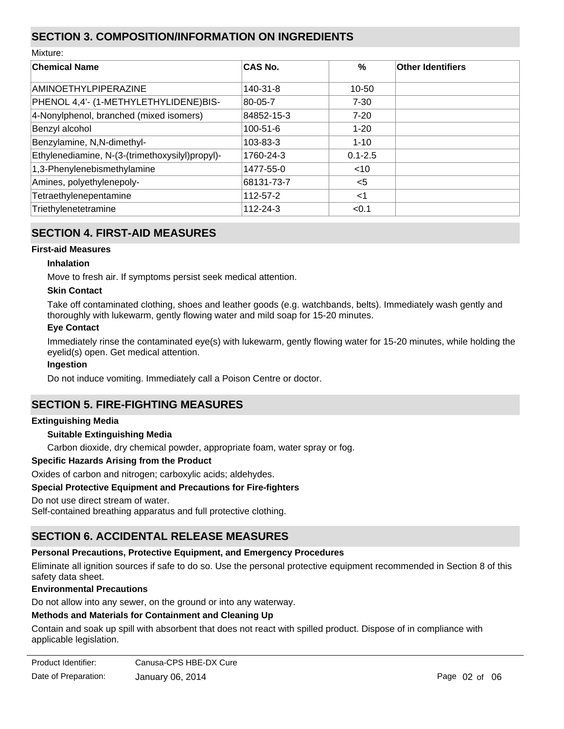## SECTION 3. COMPOSITION/INFORMATION ON INGREDIENTS

Mixture:

| Chemical Name | CAS No. | % | Other Identifiers |
|---|---|---|---|
| AMINOETHYLPIPERAZINE | 140-31-8 | 10-50 | |
| PHENOL 4,4'- (1-METHYLETHYLIDENE)BIS- | 80-05-7 | 7-30 | |
| 4-Nonylphenol, branched (mixed isomers) | 84852-15-3 | 7-20 | |
| Benzyl alcohol | 100-51-6 | 1-20 | |
| Benzylamine, N,N-dimethyl- | 103-83-3 | 1-10 | |
| Ethylenediamine, N-(3-(trimethoxysilyl)propyl)- | 1760-24-3 | 0.1-2.5 | |
| 1,3-Phenylenebismethylamine | 1477-55-0 | <10 | |
| Amines, polyethylenepoly- | 68131-73-7 | <5 | |
| Tetraethylenepentamine | 112-57-2 | <1 | |
| Triethylenetetramine | 112-24-3 | <0.1 | |

## SECTION 4. FIRST-AID MEASURES

**First-aid Measures**

**Inhalation**

Move to fresh air. If symptoms persist seek medical attention.

**Skin Contact**

Take off contaminated clothing, shoes and leather goods (e.g. watchbands, belts). Immediately wash gently and thoroughly with lukewarm, gently flowing water and mild soap for 15-20 minutes.

**Eye Contact**

Immediately rinse the contaminated eye(s) with lukewarm, gently flowing water for 15-20 minutes, while holding the eyelid(s) open. Get medical attention.

**Ingestion**

Do not induce vomiting. Immediately call a Poison Centre or doctor.

## SECTION 5. FIRE-FIGHTING MEASURES

**Extinguishing Media**

**Suitable Extinguishing Media**

Carbon dioxide, dry chemical powder, appropriate foam, water spray or fog.

**Specific Hazards Arising from the Product**

Oxides of carbon and nitrogen; carboxylic acids; aldehydes.

**Special Protective Equipment and Precautions for Fire-fighters**

Do not use direct stream of water.
Self-contained breathing apparatus and full protective clothing.

## SECTION 6. ACCIDENTAL RELEASE MEASURES

**Personal Precautions, Protective Equipment, and Emergency Procedures**

Eliminate all ignition sources if safe to do so. Use the personal protective equipment recommended in Section 8 of this safety data sheet.

**Environmental Precautions**

Do not allow into any sewer, on the ground or into any waterway.

**Methods and Materials for Containment and Cleaning Up**

Contain and soak up spill with absorbent that does not react with spilled product. Dispose of in compliance with applicable legislation.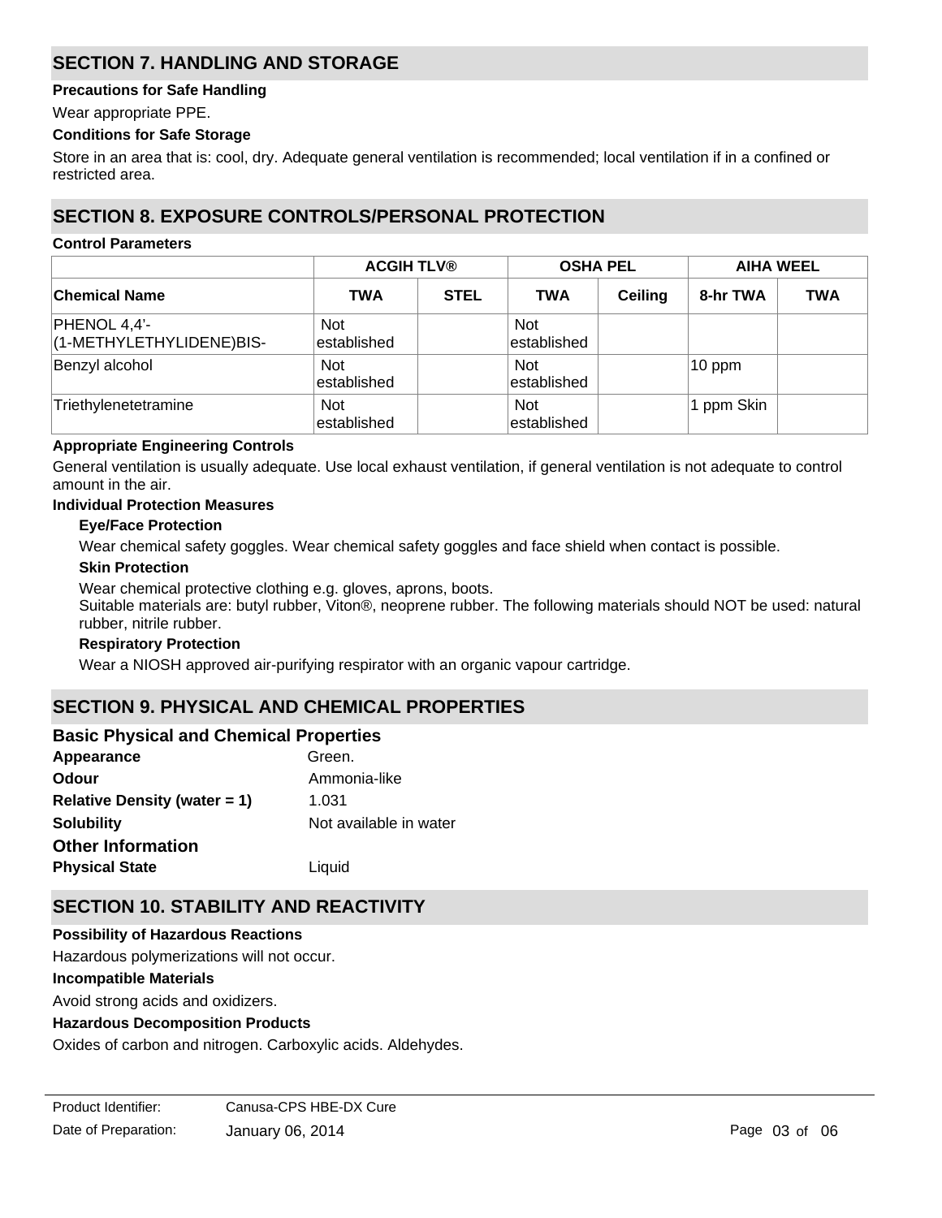## SECTION 7. HANDLING AND STORAGE

**Precautions for Safe Handling**

Wear appropriate PPE.

**Conditions for Safe Storage**

Store in an area that is: cool, dry. Adequate general ventilation is recommended; local ventilation if in a confined or restricted area.

## SECTION 8. EXPOSURE CONTROLS/PERSONAL PROTECTION

**Control Parameters**

| | ACGIH TLV® | | OSHA PEL | | AIHA WEEL | |
|---|---|---|---|---|---|---|
| **Chemical Name** | **TWA** | **STEL** | **TWA** | **Ceiling** | **8-hr TWA** | **TWA** |
| PHENOL 4,4’-(1-METHYLETHYLIDENE)BIS- | Not established | | Not established | | | |
| Benzyl alcohol | Not established | | Not established | | 10 ppm | |
| Triethylenetetramine | Not established | | Not established | | 1 ppm Skin | |

**Appropriate Engineering Controls**

General ventilation is usually adequate. Use local exhaust ventilation, if general ventilation is not adequate to control amount in the air.

**Individual Protection Measures**

**Eye/Face Protection**

Wear chemical safety goggles. Wear chemical safety goggles and face shield when contact is possible.

**Skin Protection**

Wear chemical protective clothing e.g. gloves, aprons, boots.
Suitable materials are: butyl rubber, Viton®, neoprene rubber. The following materials should NOT be used: natural rubber, nitrile rubber.

**Respiratory Protection**

Wear a NIOSH approved air-purifying respirator with an organic vapour cartridge.

## SECTION 9. PHYSICAL AND CHEMICAL PROPERTIES

### Basic Physical and Chemical Properties

**Appearance** Green.

**Odour** Ammonia-like

**Relative Density (water = 1)** 1.031

**Solubility** Not available in water

### Other Information

**Physical State** Liquid

## SECTION 10. STABILITY AND REACTIVITY

**Possibility of Hazardous Reactions**

Hazardous polymerizations will not occur.

**Incompatible Materials**

Avoid strong acids and oxidizers.

**Hazardous Decomposition Products**

Oxides of carbon and nitrogen. Carboxylic acids. Aldehydes.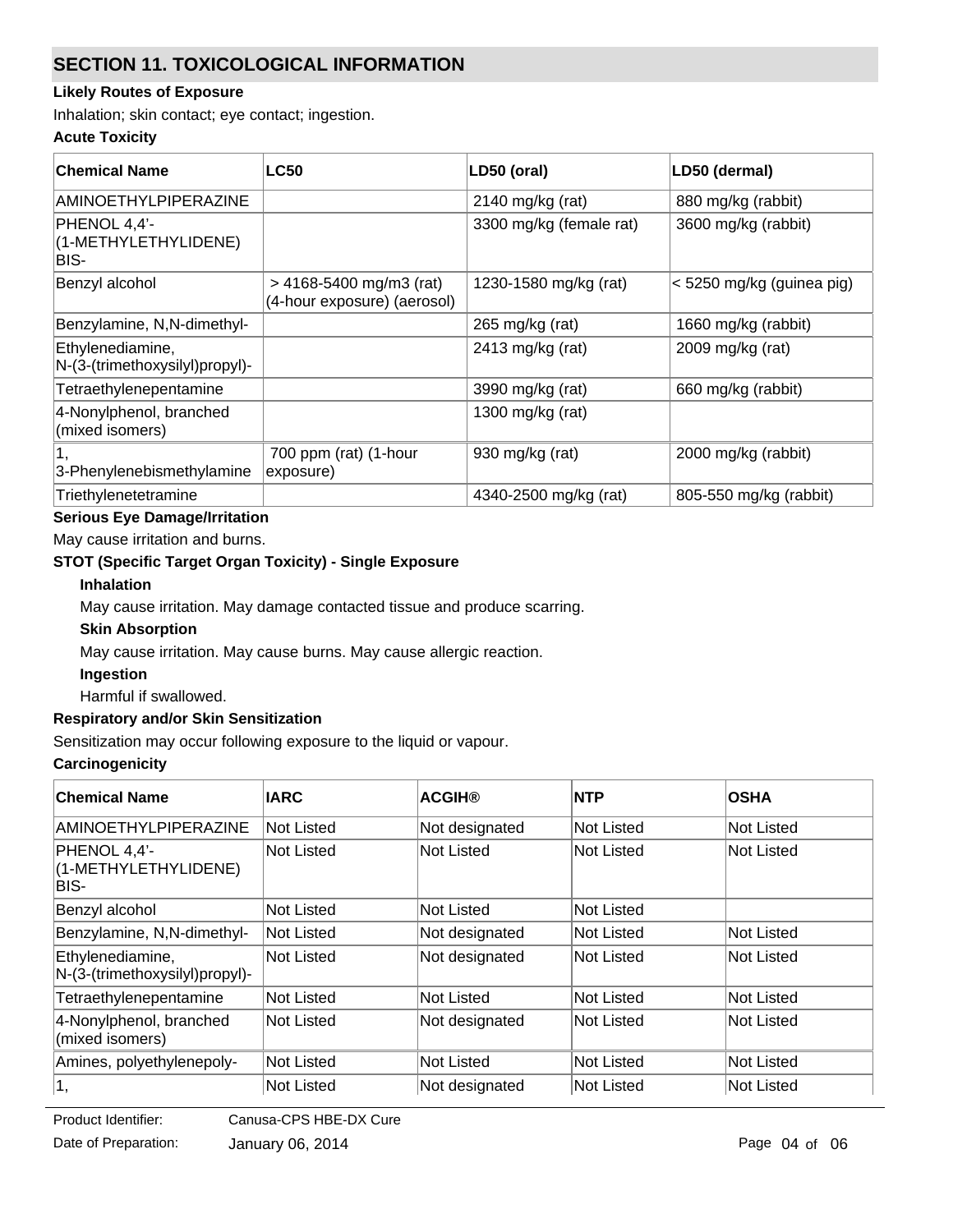## SECTION 11. TOXICOLOGICAL INFORMATION

**Likely Routes of Exposure**

Inhalation; skin contact; eye contact; ingestion.

**Acute Toxicity**

| Chemical Name | LC50 | LD50 (oral) | LD50 (dermal) |
|---|---|---|---|
| AMINOETHYLPIPERAZINE | | 2140 mg/kg (rat) | 880 mg/kg (rabbit) |
| PHENOL 4,4'-(1-METHYLETHYLIDENE) BIS- | | 3300 mg/kg (female rat) | 3600 mg/kg (rabbit) |
| Benzyl alcohol | > 4168-5400 mg/m3 (rat) (4-hour exposure) (aerosol) | 1230-1580 mg/kg (rat) | < 5250 mg/kg (guinea pig) |
| Benzylamine, N,N-dimethyl- | | 265 mg/kg (rat) | 1660 mg/kg (rabbit) |
| Ethylenediamine, N-(3-(trimethoxysilyl)propyl)- | | 2413 mg/kg (rat) | 2009 mg/kg (rat) |
| Tetraethylenepentamine | | 3990 mg/kg (rat) | 660 mg/kg (rabbit) |
| 4-Nonylphenol, branched (mixed isomers) | | 1300 mg/kg (rat) | |
| 1, 3-Phenylenebismethylamine | 700 ppm (rat) (1-hour exposure) | 930 mg/kg (rat) | 2000 mg/kg (rabbit) |
| Triethylenetetramine | | 4340-2500 mg/kg (rat) | 805-550 mg/kg (rabbit) |

**Serious Eye Damage/Irritation**

May cause irritation and burns.

**STOT (Specific Target Organ Toxicity) - Single Exposure**

**Inhalation**

May cause irritation. May damage contacted tissue and produce scarring.

**Skin Absorption**

May cause irritation. May cause burns. May cause allergic reaction.

**Ingestion**

Harmful if swallowed.

**Respiratory and/or Skin Sensitization**

Sensitization may occur following exposure to the liquid or vapour.

**Carcinogenicity**

| Chemical Name | IARC | ACGIH® | NTP | OSHA |
|---|---|---|---|---|
| AMINOETHYLPIPERAZINE | Not Listed | Not designated | Not Listed | Not Listed |
| PHENOL 4,4'-(1-METHYLETHYLIDENE) BIS- | Not Listed | Not Listed | Not Listed | Not Listed |
| Benzyl alcohol | Not Listed | Not Listed | Not Listed | |
| Benzylamine, N,N-dimethyl- | Not Listed | Not designated | Not Listed | Not Listed |
| Ethylenediamine, N-(3-(trimethoxysilyl)propyl)- | Not Listed | Not designated | Not Listed | Not Listed |
| Tetraethylenepentamine | Not Listed | Not Listed | Not Listed | Not Listed |
| 4-Nonylphenol, branched (mixed isomers) | Not Listed | Not designated | Not Listed | Not Listed |
| Amines, polyethylenepoly- | Not Listed | Not Listed | Not Listed | Not Listed |
| 1, | Not Listed | Not designated | Not Listed | Not Listed |

Product Identifier: Canusa-CPS HBE-DX Cure

Date of Preparation: January 06, 2014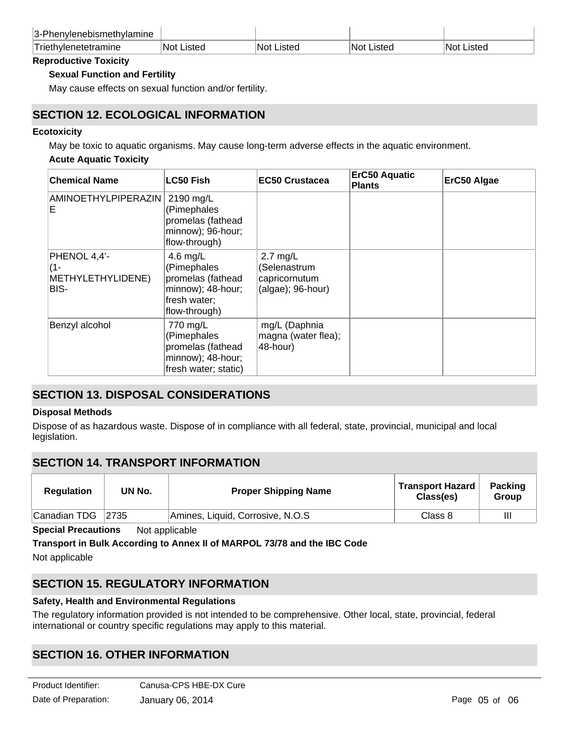| 3-Phenylenebismethylamine | | | | |
| --- | --- | --- | --- | --- |
| Triethylenetetramine | Not Listed | Not Listed | Not Listed | Not Listed |

**Reproductive Toxicity**

**Sexual Function and Fertility**

May cause effects on sexual function and/or fertility.

## SECTION 12. ECOLOGICAL INFORMATION

**Ecotoxicity**

May be toxic to aquatic organisms. May cause long-term adverse effects in the aquatic environment.

**Acute Aquatic Toxicity**

| Chemical Name | LC50 Fish | EC50 Crustacea | ErC50 Aquatic Plants | ErC50 Algae |
| --- | --- | --- | --- | --- |
| AMINOETHYLPIPERAZINE | 2190 mg/L (Pimephales promelas (fathead minnow); 96-hour; flow-through) | | | |
| PHENOL 4,4'-(1-METHYLETHYLIDENE) BIS- | 4.6 mg/L (Pimephales promelas (fathead minnow); 48-hour; fresh water; flow-through) | 2.7 mg/L (Selenastrum capricornutum (algae); 96-hour) | | |
| Benzyl alcohol | 770 mg/L (Pimephales promelas (fathead minnow); 48-hour; fresh water; static) | mg/L (Daphnia magna (water flea); 48-hour) | | |

## SECTION 13. DISPOSAL CONSIDERATIONS

**Disposal Methods**

Dispose of as hazardous waste. Dispose of in compliance with all federal, state, provincial, municipal and local legislation.

## SECTION 14. TRANSPORT INFORMATION

| Regulation | UN No. | Proper Shipping Name | Transport Hazard Class(es) | Packing Group |
| --- | --- | --- | --- | --- |
| Canadian TDG | 2735 | Amines, Liquid, Corrosive, N.O.S | Class 8 | III |

**Special Precautions** Not applicable

**Transport in Bulk According to Annex II of MARPOL 73/78 and the IBC Code**

Not applicable

## SECTION 15. REGULATORY INFORMATION

**Safety, Health and Environmental Regulations**

The regulatory information provided is not intended to be comprehensive. Other local, state, provincial, federal international or country specific regulations may apply to this material.

## SECTION 16. OTHER INFORMATION

Product Identifier: Canusa-CPS HBE-DX Cure

Date of Preparation: January 06, 2014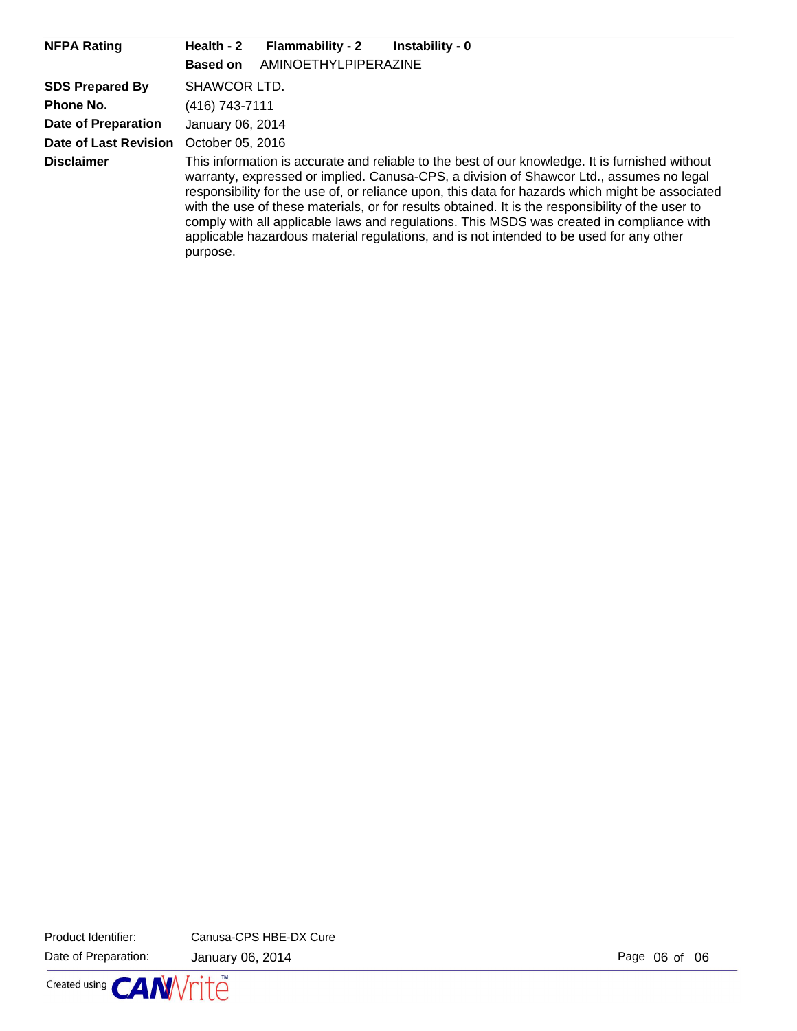| | |
|---|---|
| **NFPA Rating** | **Health - 2** **Flammability - 2** **Instability - 0** |
| | **Based on** AMINOETHYLPIPERAZINE |
| **SDS Prepared By** | SHAWCOR LTD. |
| **Phone No.** | (416) 743-7111 |
| **Date of Preparation** | January 06, 2014 |
| **Date of Last Revision** | October 05, 2016 |
| **Disclaimer** | This information is accurate and reliable to the best of our knowledge. It is furnished without warranty, expressed or implied. Canusa-CPS, a division of Shawcor Ltd., assumes no legal responsibility for the use of, or reliance upon, this data for hazards which might be associated with the use of these materials, or for results obtained. It is the responsibility of the user to comply with all applicable laws and regulations. This MSDS was created in compliance with applicable hazardous material regulations, and is not intended to be used for any other purpose. |